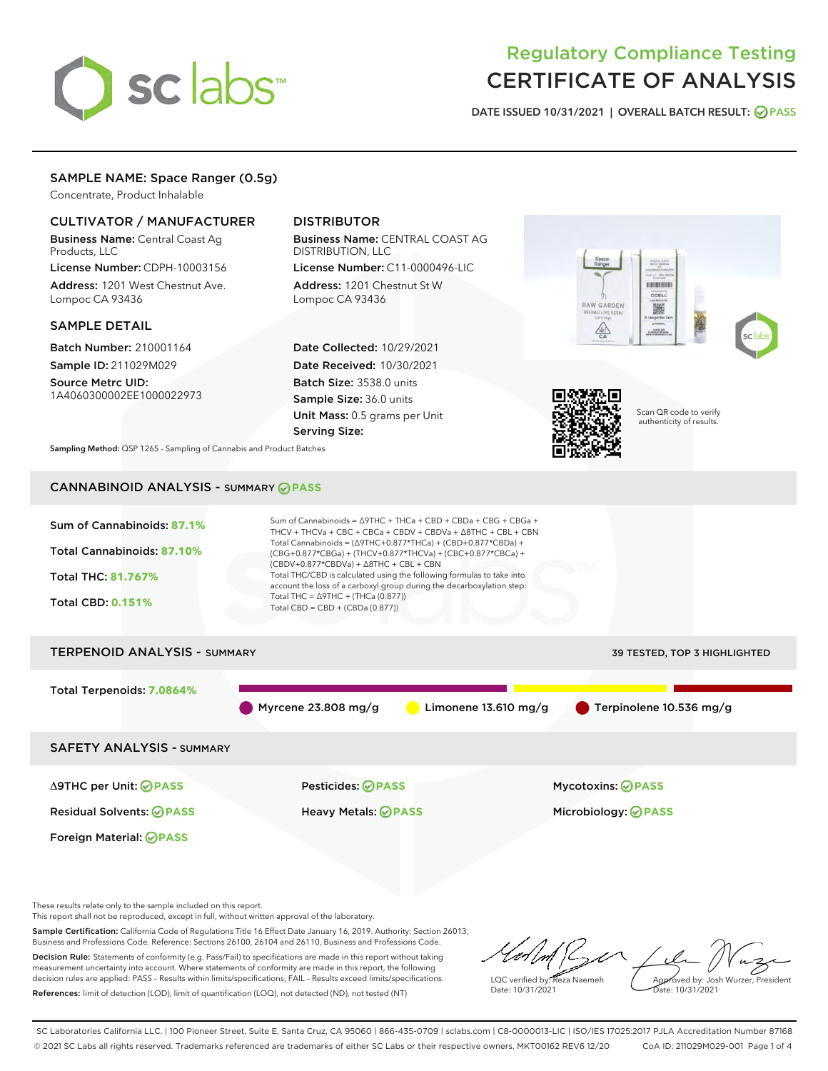# Regulatory Compliance Testing
# CERTIFICATE OF ANALYSIS

DATE ISSUED 10/31/2021 | OVERALL BATCH RESULT: PASS

## SAMPLE NAME: Space Ranger (0.5g)

Concentrate, Product Inhalable

### CULTIVATOR / MANUFACTURER

**Business Name:** Central Coast Ag Products, LLC

**License Number:** CDPH-10003156

**Address:** 1201 West Chestnut Ave. Lompoc CA 93436

### DISTRIBUTOR

**Business Name:** CENTRAL COAST AG DISTRIBUTION, LLC

**License Number:** C11-0000496-LIC

**Address:** 1201 Chestnut St W Lompoc CA 93436

### SAMPLE DETAIL

**Batch Number:** 210001164

**Sample ID:** 211029M029

**Source Metrc UID:** 1A4060300002EE1000022973

**Date Collected:** 10/29/2021

**Date Received:** 10/30/2021

**Batch Size:** 3538.0 units

**Sample Size:** 36.0 units

**Unit Mass:** 0.5 grams per Unit

**Serving Size:**

Scan QR code to verify authenticity of results.

**Sampling Method:** QSP 1265 - Sampling of Cannabis and Product Batches

## CANNABINOID ANALYSIS - SUMMARY PASS

Sum of Cannabinoids: **87.1%**

Total Cannabinoids: **87.10%**

Total THC: **81.767%**

Total CBD: **0.151%**

Sum of Cannabinoids = Δ9THC + THCa + CBD + CBDa + CBG + CBGa + THCV + THCVa + CBC + CBCa + CBDV + CBDVa + Δ8THC + CBL + CBN

Total Cannabinoids = (Δ9THC+0.877*THCa) + (CBD+0.877*CBDa) + (CBG+0.877*CBGa) + (THCV+0.877*THCVa) + (CBC+0.877*CBCa) + (CBDV+0.877*CBDVa) + Δ8THC + CBL + CBN

Total THC/CBD is calculated using the following formulas to take into account the loss of a carboxyl group during the decarboxylation step:

Total THC = Δ9THC + (THCa (0.877))

Total CBD = CBD + (CBDa (0.877))

## TERPENOID ANALYSIS - SUMMARY

39 TESTED, TOP 3 HIGHLIGHTED

Total Terpenoids: **7.0864%**

Myrcene 23.808 mg/g

Limonene 13.610 mg/g

Terpinolene 10.536 mg/g

## SAFETY ANALYSIS - SUMMARY

| | | |
|---|---|---|
| Δ9THC per Unit: PASS | Pesticides: PASS | Mycotoxins: PASS |
| Residual Solvents: PASS | Heavy Metals: PASS | Microbiology: PASS |
| Foreign Material: PASS | | |

These results relate only to the sample included on this report.
This report shall not be reproduced, except in full, without written approval of the laboratory.

**Sample Certification:** California Code of Regulations Title 16 Effect Date January 16, 2019. Authority: Section 26013, Business and Professions Code. Reference: Sections 26100, 26104 and 26110, Business and Professions Code.

**Decision Rule:** Statements of conformity (e.g. Pass/Fail) to specifications are made in this report without taking measurement uncertainty into account. Where statements of conformity are made in this report, the following decision rules are applied: PASS – Results within limits/specifications, FAIL – Results exceed limits/specifications.

**References:** limit of detection (LOD), limit of quantification (LOQ), not detected (ND), not tested (NT)

LQC verified by: Reza Naemeh
Date: 10/31/2021

Approved by: Josh Wurzer, President
Date: 10/31/2021

SC Laboratories California LLC. | 100 Pioneer Street, Suite E, Santa Cruz, CA 95060 | 866-435-0709 | sclabs.com | C8-0000013-LIC | ISO/IES 17025:2017 PJLA Accreditation Number 87168
© 2021 SC Labs all rights reserved. Trademarks referenced are trademarks of either SC Labs or their respective owners. MKT00162 REV6 12/20 CoA ID: 211029M029-001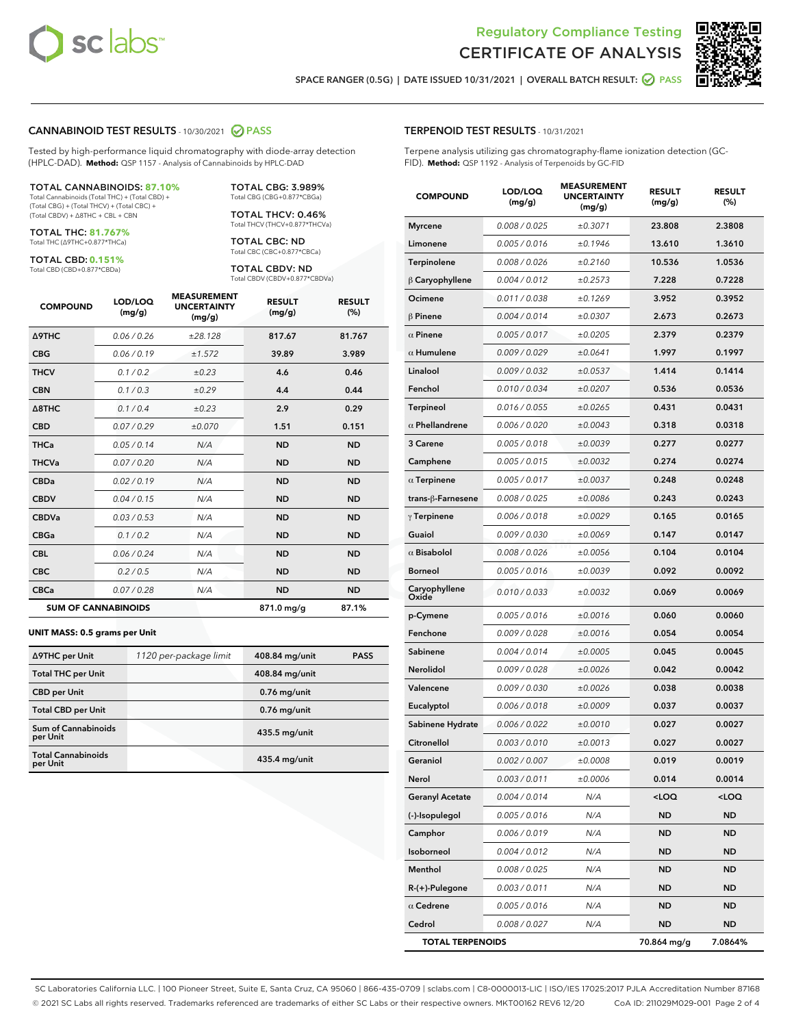# Regulatory Compliance Testing
# CERTIFICATE OF ANALYSIS

SPACE RANGER (0.5G) | DATE ISSUED 10/31/2021 | OVERALL BATCH RESULT: PASS

## CANNABINOID TEST RESULTS - 10/30/2021 PASS

Tested by high-performance liquid chromatography with diode-array detection (HPLC-DAD). **Method:** QSP 1157 - Analysis of Cannabinoids by HPLC-DAD

**TOTAL CANNABINOIDS: 87.10%**
Total Cannabinoids (Total THC) + (Total CBD) + (Total CBG) + (Total THCV) + (Total CBC) + (Total CBDV) + Δ8THC + CBL + CBN

**TOTAL THC: 81.767%**
Total THC (Δ9THC+0.877*THCa)

**TOTAL CBD: 0.151%**
Total CBD (CBD+0.877*CBDa)

**TOTAL CBG: 3.989%**
Total CBG (CBG+0.877*CBGa)

**TOTAL THCV: 0.46%**
Total THCV (THCV+0.877*THCVa)

**TOTAL CBC: ND**
Total CBC (CBC+0.877*CBCa)

**TOTAL CBDV: ND**
Total CBDV (CBDV+0.877*CBDVa)

| COMPOUND | LOD/LOQ (mg/g) | MEASUREMENT UNCERTAINTY (mg/g) | RESULT (mg/g) | RESULT (%) |
|---|---|---|---|---|
| Δ9THC | 0.06 / 0.26 | ±28.128 | 817.67 | 81.767 |
| CBG | 0.06 / 0.19 | ±1.572 | 39.89 | 3.989 |
| THCV | 0.1 / 0.2 | ±0.23 | 4.6 | 0.46 |
| CBN | 0.1 / 0.3 | ±0.29 | 4.4 | 0.44 |
| Δ8THC | 0.1 / 0.4 | ±0.23 | 2.9 | 0.29 |
| CBD | 0.07 / 0.29 | ±0.070 | 1.51 | 0.151 |
| THCa | 0.05 / 0.14 | N/A | ND | ND |
| THCVa | 0.07 / 0.20 | N/A | ND | ND |
| CBDa | 0.02 / 0.19 | N/A | ND | ND |
| CBDV | 0.04 / 0.15 | N/A | ND | ND |
| CBDVa | 0.03 / 0.53 | N/A | ND | ND |
| CBGa | 0.1 / 0.2 | N/A | ND | ND |
| CBL | 0.06 / 0.24 | N/A | ND | ND |
| CBC | 0.2 / 0.5 | N/A | ND | ND |
| CBCa | 0.07 / 0.28 | N/A | ND | ND |
| **SUM OF CANNABINOIDS** | | | 871.0 mg/g | 87.1% |

**UNIT MASS: 0.5 grams per Unit**

| | | | |
|---|---|---|---|
| Δ9THC per Unit | 1120 per-package limit | 408.84 mg/unit | PASS |
| Total THC per Unit | | 408.84 mg/unit | |
| CBD per Unit | | 0.76 mg/unit | |
| Total CBD per Unit | | 0.76 mg/unit | |
| Sum of Cannabinoids per Unit | | 435.5 mg/unit | |
| Total Cannabinoids per Unit | | 435.4 mg/unit | |

## TERPENOID TEST RESULTS - 10/31/2021

Terpene analysis utilizing gas chromatography-flame ionization detection (GC-FID). **Method:** QSP 1192 - Analysis of Terpenoids by GC-FID

| COMPOUND | LOD/LOQ (mg/g) | MEASUREMENT UNCERTAINTY (mg/g) | RESULT (mg/g) | RESULT (%) |
|---|---|---|---|---|
| Myrcene | 0.008 / 0.025 | ±0.3071 | 23.808 | 2.3808 |
| Limonene | 0.005 / 0.016 | ±0.1946 | 13.610 | 1.3610 |
| Terpinolene | 0.008 / 0.026 | ±0.2160 | 10.536 | 1.0536 |
| β Caryophyllene | 0.004 / 0.012 | ±0.2573 | 7.228 | 0.7228 |
| Ocimene | 0.011 / 0.038 | ±0.1269 | 3.952 | 0.3952 |
| β Pinene | 0.004 / 0.014 | ±0.0307 | 2.673 | 0.2673 |
| α Pinene | 0.005 / 0.017 | ±0.0205 | 2.379 | 0.2379 |
| α Humulene | 0.009 / 0.029 | ±0.0641 | 1.997 | 0.1997 |
| Linalool | 0.009 / 0.032 | ±0.0537 | 1.414 | 0.1414 |
| Fenchol | 0.010 / 0.034 | ±0.0207 | 0.536 | 0.0536 |
| Terpineol | 0.016 / 0.055 | ±0.0265 | 0.431 | 0.0431 |
| α Phellandrene | 0.006 / 0.020 | ±0.0043 | 0.318 | 0.0318 |
| 3 Carene | 0.005 / 0.018 | ±0.0039 | 0.277 | 0.0277 |
| Camphene | 0.005 / 0.015 | ±0.0032 | 0.274 | 0.0274 |
| α Terpinene | 0.005 / 0.017 | ±0.0037 | 0.248 | 0.0248 |
| trans-β-Farnesene | 0.008 / 0.025 | ±0.0086 | 0.243 | 0.0243 |
| γ Terpinene | 0.006 / 0.018 | ±0.0029 | 0.165 | 0.0165 |
| Guaiol | 0.009 / 0.030 | ±0.0069 | 0.147 | 0.0147 |
| α Bisabolol | 0.008 / 0.026 | ±0.0056 | 0.104 | 0.0104 |
| Borneol | 0.005 / 0.016 | ±0.0039 | 0.092 | 0.0092 |
| Caryophyllene Oxide | 0.010 / 0.033 | ±0.0032 | 0.069 | 0.0069 |
| p-Cymene | 0.005 / 0.016 | ±0.0016 | 0.060 | 0.0060 |
| Fenchone | 0.009 / 0.028 | ±0.0016 | 0.054 | 0.0054 |
| Sabinene | 0.004 / 0.014 | ±0.0005 | 0.045 | 0.0045 |
| Nerolidol | 0.009 / 0.028 | ±0.0026 | 0.042 | 0.0042 |
| Valencene | 0.009 / 0.030 | ±0.0026 | 0.038 | 0.0038 |
| Eucalyptol | 0.006 / 0.018 | ±0.0009 | 0.037 | 0.0037 |
| Sabinene Hydrate | 0.006 / 0.022 | ±0.0010 | 0.027 | 0.0027 |
| Citronellol | 0.003 / 0.010 | ±0.0013 | 0.027 | 0.0027 |
| Geraniol | 0.002 / 0.007 | ±0.0008 | 0.019 | 0.0019 |
| Nerol | 0.003 / 0.011 | ±0.0006 | 0.014 | 0.0014 |
| Geranyl Acetate | 0.004 / 0.014 | N/A | <LOQ | <LOQ |
| (-)-Isopulegol | 0.005 / 0.016 | N/A | ND | ND |
| Camphor | 0.006 / 0.019 | N/A | ND | ND |
| Isoborneol | 0.004 / 0.012 | N/A | ND | ND |
| Menthol | 0.008 / 0.025 | N/A | ND | ND |
| R-(+)-Pulegone | 0.003 / 0.011 | N/A | ND | ND |
| α Cedrene | 0.005 / 0.016 | N/A | ND | ND |
| Cedrol | 0.008 / 0.027 | N/A | ND | ND |
| **TOTAL TERPENOIDS** | | | 70.864 mg/g | 7.0864% |

SC Laboratories California LLC. | 100 Pioneer Street, Suite E, Santa Cruz, CA 95060 | 866-435-0709 | sclabs.com | C8-0000013-LIC | ISO/IES 17025:2017 PJLA Accreditation Number 87168
© 2021 SC Labs all rights reserved. Trademarks referenced are trademarks of either SC Labs or their respective owners. MKT00162 REV6 12/20 CoA ID: 211029M029-001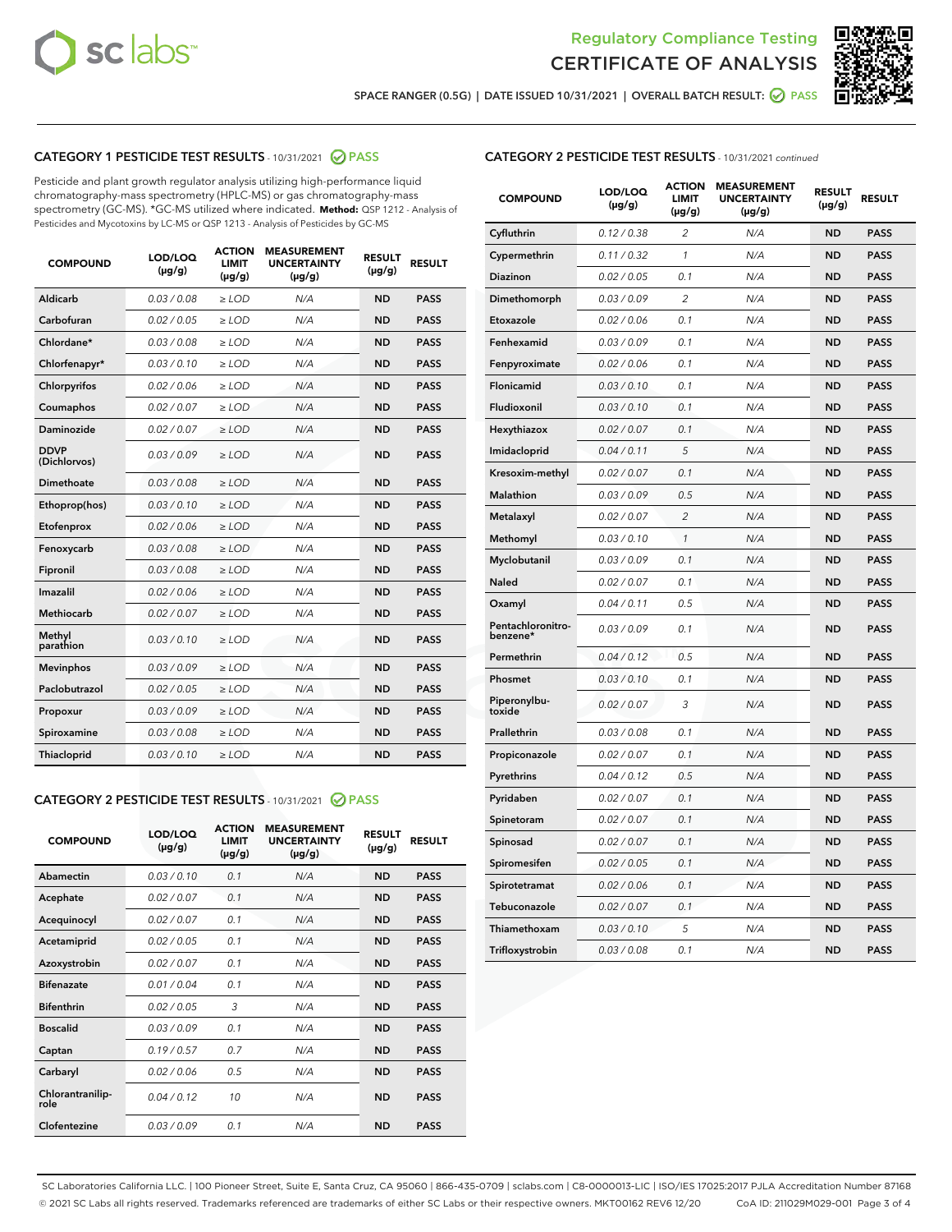# Regulatory Compliance Testing
# CERTIFICATE OF ANALYSIS

SPACE RANGER (0.5G) | DATE ISSUED 10/31/2021 | OVERALL BATCH RESULT: PASS

## CATEGORY 1 PESTICIDE TEST RESULTS - 10/31/2021 PASS

Pesticide and plant growth regulator analysis utilizing high-performance liquid chromatography-mass spectrometry (HPLC-MS) or gas chromatography-mass spectrometry (GC-MS). *GC-MS utilized where indicated. **Method:** QSP 1212 - Analysis of Pesticides and Mycotoxins by LC-MS or QSP 1213 - Analysis of Pesticides by GC-MS

| COMPOUND | LOD/LOQ (µg/g) | ACTION LIMIT (µg/g) | MEASUREMENT UNCERTAINTY (µg/g) | RESULT (µg/g) | RESULT |
|---|---|---|---|---|---|
| Aldicarb | 0.03 / 0.08 | ≥ LOD | N/A | ND | PASS |
| Carbofuran | 0.02 / 0.05 | ≥ LOD | N/A | ND | PASS |
| Chlordane* | 0.03 / 0.08 | ≥ LOD | N/A | ND | PASS |
| Chlorfenapyr* | 0.03 / 0.10 | ≥ LOD | N/A | ND | PASS |
| Chlorpyrifos | 0.02 / 0.06 | ≥ LOD | N/A | ND | PASS |
| Coumaphos | 0.02 / 0.07 | ≥ LOD | N/A | ND | PASS |
| Daminozide | 0.02 / 0.07 | ≥ LOD | N/A | ND | PASS |
| DDVP (Dichlorvos) | 0.03 / 0.09 | ≥ LOD | N/A | ND | PASS |
| Dimethoate | 0.03 / 0.08 | ≥ LOD | N/A | ND | PASS |
| Ethoprop(hos) | 0.03 / 0.10 | ≥ LOD | N/A | ND | PASS |
| Etofenprox | 0.02 / 0.06 | ≥ LOD | N/A | ND | PASS |
| Fenoxycarb | 0.03 / 0.08 | ≥ LOD | N/A | ND | PASS |
| Fipronil | 0.03 / 0.08 | ≥ LOD | N/A | ND | PASS |
| Imazalil | 0.02 / 0.06 | ≥ LOD | N/A | ND | PASS |
| Methiocarb | 0.02 / 0.07 | ≥ LOD | N/A | ND | PASS |
| Methyl parathion | 0.03 / 0.10 | ≥ LOD | N/A | ND | PASS |
| Mevinphos | 0.03 / 0.09 | ≥ LOD | N/A | ND | PASS |
| Paclobutrazol | 0.02 / 0.05 | ≥ LOD | N/A | ND | PASS |
| Propoxur | 0.03 / 0.09 | ≥ LOD | N/A | ND | PASS |
| Spiroxamine | 0.03 / 0.08 | ≥ LOD | N/A | ND | PASS |
| Thiacloprid | 0.03 / 0.10 | ≥ LOD | N/A | ND | PASS |

## CATEGORY 2 PESTICIDE TEST RESULTS - 10/31/2021 PASS

| COMPOUND | LOD/LOQ (µg/g) | ACTION LIMIT (µg/g) | MEASUREMENT UNCERTAINTY (µg/g) | RESULT (µg/g) | RESULT |
|---|---|---|---|---|---|
| Abamectin | 0.03 / 0.10 | 0.1 | N/A | ND | PASS |
| Acephate | 0.02 / 0.07 | 0.1 | N/A | ND | PASS |
| Acequinocyl | 0.02 / 0.07 | 0.1 | N/A | ND | PASS |
| Acetamiprid | 0.02 / 0.05 | 0.1 | N/A | ND | PASS |
| Azoxystrobin | 0.02 / 0.07 | 0.1 | N/A | ND | PASS |
| Bifenazate | 0.01 / 0.04 | 0.1 | N/A | ND | PASS |
| Bifenthrin | 0.02 / 0.05 | 3 | N/A | ND | PASS |
| Boscalid | 0.03 / 0.09 | 0.1 | N/A | ND | PASS |
| Captan | 0.19 / 0.57 | 0.7 | N/A | ND | PASS |
| Carbaryl | 0.02 / 0.06 | 0.5 | N/A | ND | PASS |
| Chlorantraniliprole | 0.04 / 0.12 | 10 | N/A | ND | PASS |
| Clofentezine | 0.03 / 0.09 | 0.1 | N/A | ND | PASS |
| Cyfluthrin | 0.12 / 0.38 | 2 | N/A | ND | PASS |
| Cypermethrin | 0.11 / 0.32 | 1 | N/A | ND | PASS |
| Diazinon | 0.02 / 0.05 | 0.1 | N/A | ND | PASS |
| Dimethomorph | 0.03 / 0.09 | 2 | N/A | ND | PASS |
| Etoxazole | 0.02 / 0.06 | 0.1 | N/A | ND | PASS |
| Fenhexamid | 0.03 / 0.09 | 0.1 | N/A | ND | PASS |
| Fenpyroximate | 0.02 / 0.06 | 0.1 | N/A | ND | PASS |
| Flonicamid | 0.03 / 0.10 | 0.1 | N/A | ND | PASS |
| Fludioxonil | 0.03 / 0.10 | 0.1 | N/A | ND | PASS |
| Hexythiazox | 0.02 / 0.07 | 0.1 | N/A | ND | PASS |
| Imidacloprid | 0.04 / 0.11 | 5 | N/A | ND | PASS |
| Kresoxim-methyl | 0.02 / 0.07 | 0.1 | N/A | ND | PASS |
| Malathion | 0.03 / 0.09 | 0.5 | N/A | ND | PASS |
| Metalaxyl | 0.02 / 0.07 | 2 | N/A | ND | PASS |
| Methomyl | 0.03 / 0.10 | 1 | N/A | ND | PASS |
| Myclobutanil | 0.03 / 0.09 | 0.1 | N/A | ND | PASS |
| Naled | 0.02 / 0.07 | 0.1 | N/A | ND | PASS |
| Oxamyl | 0.04 / 0.11 | 0.5 | N/A | ND | PASS |
| Pentachloronitrobenzene* | 0.03 / 0.09 | 0.1 | N/A | ND | PASS |
| Permethrin | 0.04 / 0.12 | 0.5 | N/A | ND | PASS |
| Phosmet | 0.03 / 0.10 | 0.1 | N/A | ND | PASS |
| Piperonylbutoxide | 0.02 / 0.07 | 3 | N/A | ND | PASS |
| Prallethrin | 0.03 / 0.08 | 0.1 | N/A | ND | PASS |
| Propiconazole | 0.02 / 0.07 | 0.1 | N/A | ND | PASS |
| Pyrethrins | 0.04 / 0.12 | 0.5 | N/A | ND | PASS |
| Pyridaben | 0.02 / 0.07 | 0.1 | N/A | ND | PASS |
| Spinetoram | 0.02 / 0.07 | 0.1 | N/A | ND | PASS |
| Spinosad | 0.02 / 0.07 | 0.1 | N/A | ND | PASS |
| Spiromesifen | 0.02 / 0.05 | 0.1 | N/A | ND | PASS |
| Spirotetramat | 0.02 / 0.06 | 0.1 | N/A | ND | PASS |
| Tebuconazole | 0.02 / 0.07 | 0.1 | N/A | ND | PASS |
| Thiamethoxam | 0.03 / 0.10 | 5 | N/A | ND | PASS |
| Trifloxystrobin | 0.03 / 0.08 | 0.1 | N/A | ND | PASS |

SC Laboratories California LLC. | 100 Pioneer Street, Suite E, Santa Cruz, CA 95060 | 866-435-0709 | sclabs.com | C8-0000013-LIC | ISO/IES 17025:2017 PJLA Accreditation Number 87168
© 2021 SC Labs all rights reserved. Trademarks referenced are trademarks of either SC Labs or their respective owners. MKT00162 REV6 12/20 CoA ID: 211029M029-001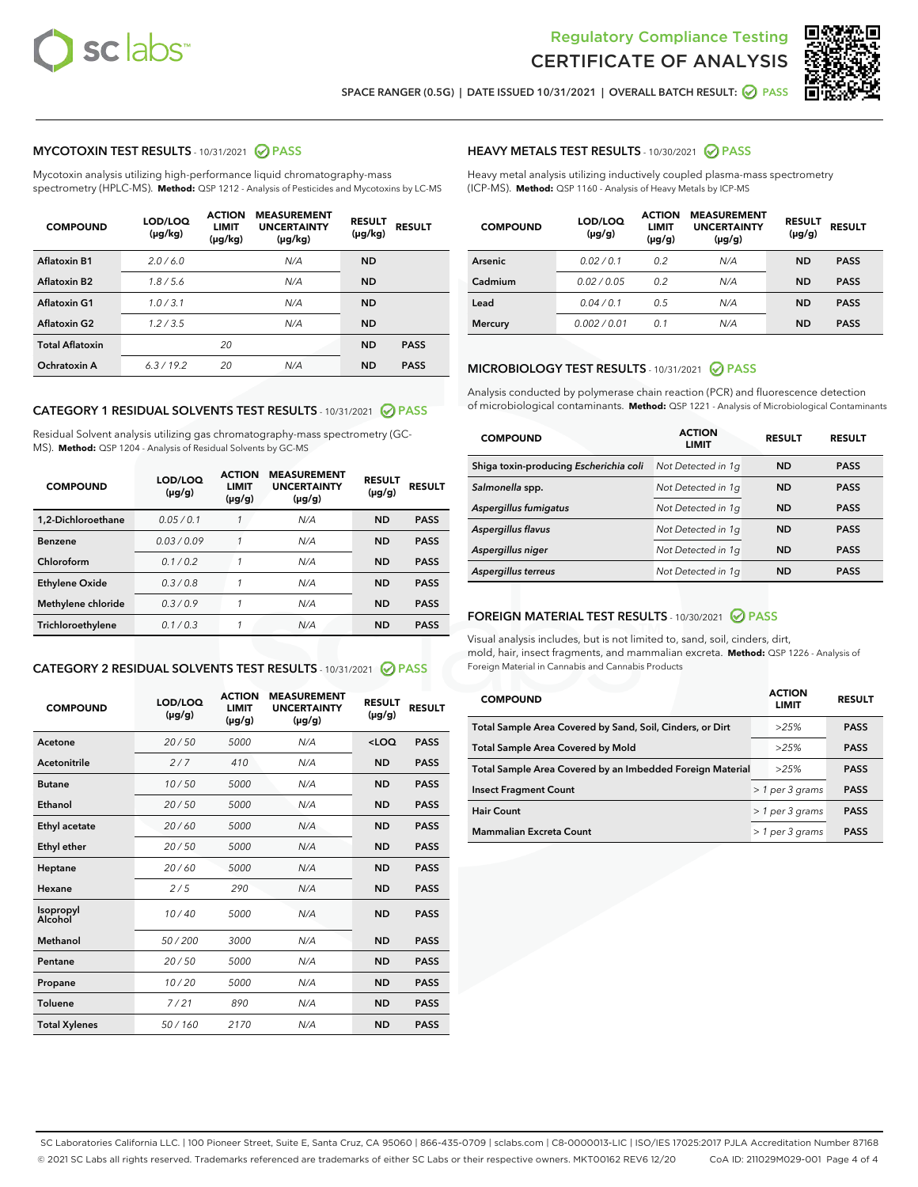Regulatory Compliance Testing
CERTIFICATE OF ANALYSIS

SPACE RANGER (0.5G) | DATE ISSUED 10/31/2021 | OVERALL BATCH RESULT: PASS

## MYCOTOXIN TEST RESULTS - 10/31/2021 PASS

Mycotoxin analysis utilizing high-performance liquid chromatography-mass spectrometry (HPLC-MS). **Method:** QSP 1212 - Analysis of Pesticides and Mycotoxins by LC-MS

| COMPOUND | LOD/LOQ (µg/kg) | ACTION LIMIT (µg/kg) | MEASUREMENT UNCERTAINTY (µg/kg) | RESULT (µg/kg) | RESULT |
|---|---|---|---|---|---|
| Aflatoxin B1 | 2.0 / 6.0 | | N/A | ND | |
| Aflatoxin B2 | 1.8 / 5.6 | | N/A | ND | |
| Aflatoxin G1 | 1.0 / 3.1 | | N/A | ND | |
| Aflatoxin G2 | 1.2 / 3.5 | | N/A | ND | |
| Total Aflatoxin | | 20 | | ND | PASS |
| Ochratoxin A | 6.3 / 19.2 | 20 | N/A | ND | PASS |

## CATEGORY 1 RESIDUAL SOLVENTS TEST RESULTS - 10/31/2021 PASS

Residual Solvent analysis utilizing gas chromatography-mass spectrometry (GC-MS). **Method:** QSP 1204 - Analysis of Residual Solvents by GC-MS

| COMPOUND | LOD/LOQ (µg/g) | ACTION LIMIT (µg/g) | MEASUREMENT UNCERTAINTY (µg/g) | RESULT (µg/g) | RESULT |
|---|---|---|---|---|---|
| 1,2-Dichloroethane | 0.05 / 0.1 | 1 | N/A | ND | PASS |
| Benzene | 0.03 / 0.09 | 1 | N/A | ND | PASS |
| Chloroform | 0.1 / 0.2 | 1 | N/A | ND | PASS |
| Ethylene Oxide | 0.3 / 0.8 | 1 | N/A | ND | PASS |
| Methylene chloride | 0.3 / 0.9 | 1 | N/A | ND | PASS |
| Trichloroethylene | 0.1 / 0.3 | 1 | N/A | ND | PASS |

## CATEGORY 2 RESIDUAL SOLVENTS TEST RESULTS - 10/31/2021 PASS

| COMPOUND | LOD/LOQ (µg/g) | ACTION LIMIT (µg/g) | MEASUREMENT UNCERTAINTY (µg/g) | RESULT (µg/g) | RESULT |
|---|---|---|---|---|---|
| Acetone | 20 / 50 | 5000 | N/A | <LOQ | PASS |
| Acetonitrile | 2 / 7 | 410 | N/A | ND | PASS |
| Butane | 10 / 50 | 5000 | N/A | ND | PASS |
| Ethanol | 20 / 50 | 5000 | N/A | ND | PASS |
| Ethyl acetate | 20 / 60 | 5000 | N/A | ND | PASS |
| Ethyl ether | 20 / 50 | 5000 | N/A | ND | PASS |
| Heptane | 20 / 60 | 5000 | N/A | ND | PASS |
| Hexane | 2 / 5 | 290 | N/A | ND | PASS |
| Isopropyl Alcohol | 10 / 40 | 5000 | N/A | ND | PASS |
| Methanol | 50 / 200 | 3000 | N/A | ND | PASS |
| Pentane | 20 / 50 | 5000 | N/A | ND | PASS |
| Propane | 10 / 20 | 5000 | N/A | ND | PASS |
| Toluene | 7 / 21 | 890 | N/A | ND | PASS |
| Total Xylenes | 50 / 160 | 2170 | N/A | ND | PASS |

## HEAVY METALS TEST RESULTS - 10/30/2021 PASS

Heavy metal analysis utilizing inductively coupled plasma-mass spectrometry (ICP-MS). **Method:** QSP 1160 - Analysis of Heavy Metals by ICP-MS

| COMPOUND | LOD/LOQ (µg/g) | ACTION LIMIT (µg/g) | MEASUREMENT UNCERTAINTY (µg/g) | RESULT (µg/g) | RESULT |
|---|---|---|---|---|---|
| Arsenic | 0.02 / 0.1 | 0.2 | N/A | ND | PASS |
| Cadmium | 0.02 / 0.05 | 0.2 | N/A | ND | PASS |
| Lead | 0.04 / 0.1 | 0.5 | N/A | ND | PASS |
| Mercury | 0.002 / 0.01 | 0.1 | N/A | ND | PASS |

## MICROBIOLOGY TEST RESULTS - 10/31/2021 PASS

Analysis conducted by polymerase chain reaction (PCR) and fluorescence detection of microbiological contaminants. **Method:** QSP 1221 - Analysis of Microbiological Contaminants

| COMPOUND | ACTION LIMIT | RESULT | RESULT |
|---|---|---|---|
| Shiga toxin-producing *Escherichia coli* | Not Detected in 1g | ND | PASS |
| *Salmonella* spp. | Not Detected in 1g | ND | PASS |
| *Aspergillus fumigatus* | Not Detected in 1g | ND | PASS |
| *Aspergillus flavus* | Not Detected in 1g | ND | PASS |
| *Aspergillus niger* | Not Detected in 1g | ND | PASS |
| *Aspergillus terreus* | Not Detected in 1g | ND | PASS |

## FOREIGN MATERIAL TEST RESULTS - 10/30/2021 PASS

Visual analysis includes, but is not limited to, sand, soil, cinders, dirt, mold, hair, insect fragments, and mammalian excreta. **Method:** QSP 1226 - Analysis of Foreign Material in Cannabis and Cannabis Products

| COMPOUND | ACTION LIMIT | RESULT |
|---|---|---|
| Total Sample Area Covered by Sand, Soil, Cinders, or Dirt | >25% | PASS |
| Total Sample Area Covered by Mold | >25% | PASS |
| Total Sample Area Covered by an Imbedded Foreign Material | >25% | PASS |
| Insect Fragment Count | > 1 per 3 grams | PASS |
| Hair Count | > 1 per 3 grams | PASS |
| Mammalian Excreta Count | > 1 per 3 grams | PASS |

SC Laboratories California LLC. | 100 Pioneer Street, Suite E, Santa Cruz, CA 95060 | 866-435-0709 | sclabs.com | C8-0000013-LIC | ISO/IES 17025:2017 PJLA Accreditation Number 87168
© 2021 SC Labs all rights reserved. Trademarks referenced are trademarks of either SC Labs or their respective owners. MKT00162 REV6 12/20 CoA ID: 211029M029-001